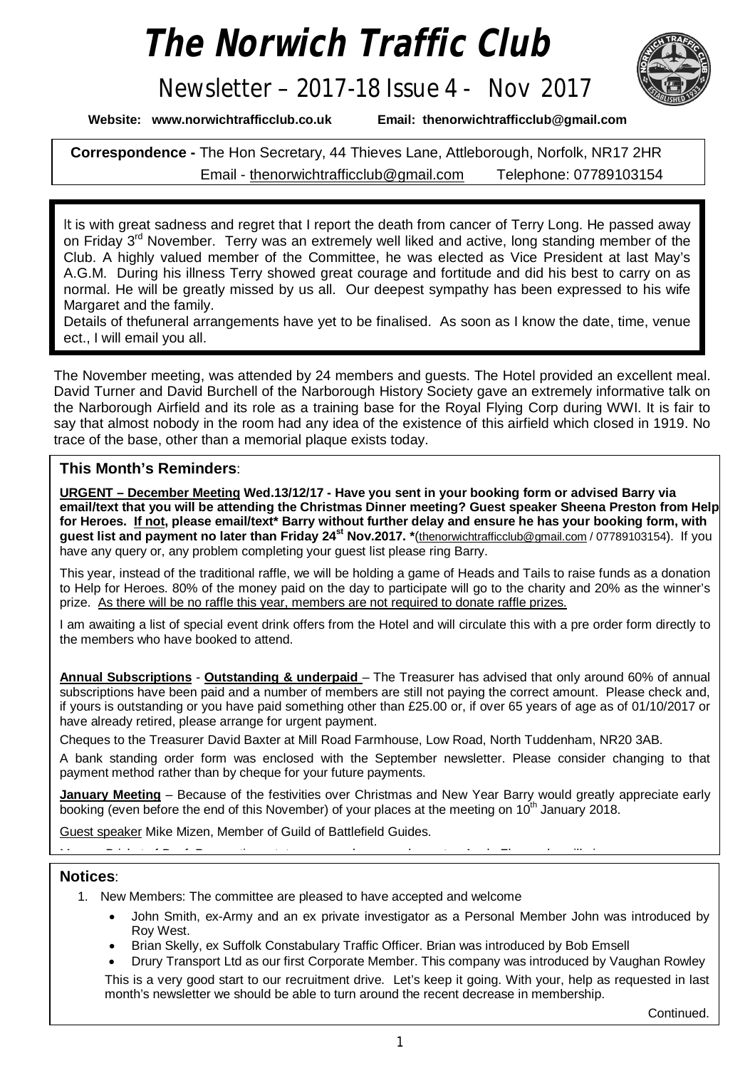# The Norwich Traffic Club

## Newsletter – 2017-18 Issue 4 - Nov 2017

**Website: www.norwichtrafficclub.co.uk** **Email: thenorwichtrafficclub@gmail.com**

**Correspondence -** The Hon Secretary, 44 Thieves Lane, Attleborough, Norfolk, NR17 2HR
Email - thenorwichtrafficclub@gmail.com Telephone: 07789103154

It is with great sadness and regret that I report the death from cancer of Terry Long. He passed away on Friday 3rd November. Terry was an extremely well liked and active, long standing member of the Club. A highly valued member of the Committee, he was elected as Vice President at last May's A.G.M. During his illness Terry showed great courage and fortitude and did his best to carry on as normal. He will be greatly missed by us all. Our deepest sympathy has been expressed to his wife Margaret and the family.
Details of thefuneral arrangements have yet to be finalised. As soon as I know the date, time, venue ect., I will email you all.

The November meeting, was attended by 24 members and guests. The Hotel provided an excellent meal. David Turner and David Burchell of the Narborough History Society gave an extremely informative talk on the Narborough Airfield and its role as a training base for the Royal Flying Corp during WWI. It is fair to say that almost nobody in the room had any idea of the existence of this airfield which closed in 1919. No trace of the base, other than a memorial plaque exists today.

### This Month's Reminders:

**URGENT – December Meeting Wed.13/12/17 - Have you sent in your booking form or advised Barry via email/text that you will be attending the Christmas Dinner meeting? Guest speaker Sheena Preston from Help for Heroes. If not, please email/text* Barry without further delay and ensure he has your booking form, with guest list and payment no later than Friday 24st Nov.2017. ***(thenorwichtrafficclub@gmail.com / 07789103154). If you have any query or, any problem completing your guest list please ring Barry.

This year, instead of the traditional raffle, we will be holding a game of Heads and Tails to raise funds as a donation to Help for Heroes. 80% of the money paid on the day to participate will go to the charity and 20% as the winner's prize. As there will be no raffle this year, members are not required to donate raffle prizes.

I am awaiting a list of special event drink offers from the Hotel and will circulate this with a pre order form directly to the members who have booked to attend.

**Annual Subscriptions** - **Outstanding & underpaid** – The Treasurer has advised that only around 60% of annual subscriptions have been paid and a number of members are still not paying the correct amount. Please check and, if yours is outstanding or you have paid something other than £25.00 or, if over 65 years of age as of 01/10/2017 or have already retired, please arrange for urgent payment.

Cheques to the Treasurer David Baxter at Mill Road Farmhouse, Low Road, North Tuddenham, NR20 3AB.

A bank standing order form was enclosed with the September newsletter. Please consider changing to that payment method rather than by cheque for your future payments.

**January Meeting** – Because of the festivities over Christmas and New Year Barry would greatly appreciate early booking (even before the end of this November) of your places at the meeting on 10th January 2018.

Guest speaker Mike Mizen, Member of Guild of Battlefield Guides.

### Notices:

1. New Members: The committee are pleased to have accepted and welcome
   - John Smith, ex-Army and an ex private investigator as a Personal Member John was introduced by Roy West.
   - Brian Skelly, ex Suffolk Constabulary Traffic Officer. Brian was introduced by Bob Emsell
   - Drury Transport Ltd as our first Corporate Member. This company was introduced by Vaughan Rowley

   This is a very good start to our recruitment drive. Let's keep it going. With your, help as requested in last month's newsletter we should be able to turn around the recent decrease in membership.

Continued.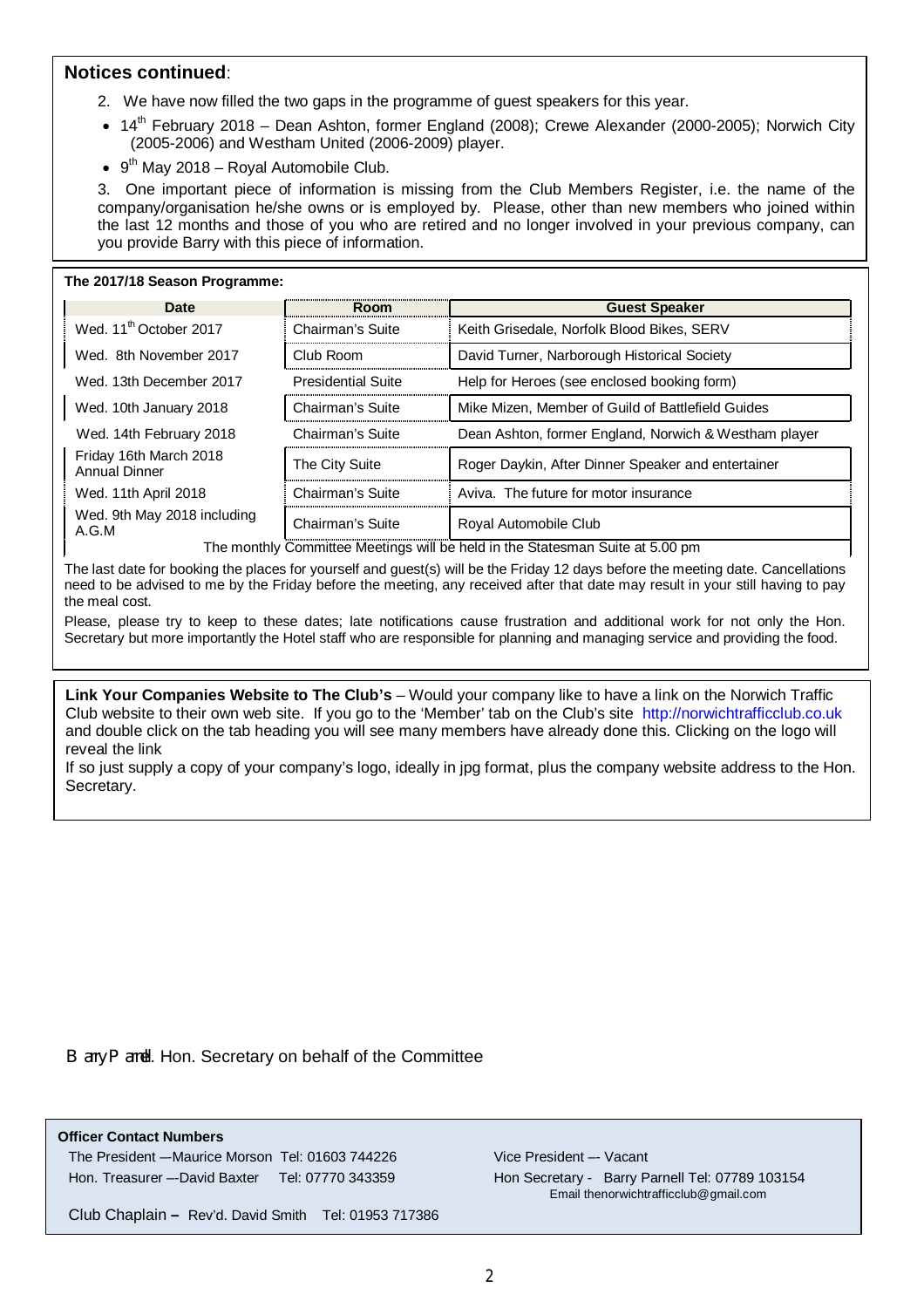**Notices continued**:

2. We have now filled the two gaps in the programme of guest speakers for this year.

- 14th February 2018 – Dean Ashton, former England (2008); Crewe Alexander (2000-2005); Norwich City (2005-2006) and Westham United (2006-2009) player.
- 9th May 2018 – Royal Automobile Club.

3. One important piece of information is missing from the Club Members Register, i.e. the name of the company/organisation he/she owns or is employed by. Please, other than new members who joined within the last 12 months and those of you who are retired and no longer involved in your previous company, can you provide Barry with this piece of information.

**The 2017/18 Season Programme:**

| Date | Room | Guest Speaker |
|---|---|---|
| Wed. 11th October 2017 | Chairman's Suite | Keith Grisedale, Norfolk Blood Bikes, SERV |
| Wed. 8th November 2017 | Club Room | David Turner, Narborough Historical Society |
| Wed. 13th December 2017 | Presidential Suite | Help for Heroes (see enclosed booking form) |
| Wed. 10th January 2018 | Chairman's Suite | Mike Mizen, Member of Guild of Battlefield Guides |
| Wed. 14th February 2018 | Chairman's Suite | Dean Ashton, former England, Norwich & Westham player |
| Friday 16th March 2018 Annual Dinner | The City Suite | Roger Daykin, After Dinner Speaker and entertainer |
| Wed. 11th April 2018 | Chairman's Suite | Aviva. The future for motor insurance |
| Wed. 9th May 2018 including A.G.M | Chairman's Suite | Royal Automobile Club |

The monthly Committee Meetings will be held in the Statesman Suite at 5.00 pm

The last date for booking the places for yourself and guest(s) will be the Friday 12 days before the meeting date. Cancellations need to be advised to me by the Friday before the meeting, any received after that date may result in your still having to pay the meal cost.

Please, please try to keep to these dates; late notifications cause frustration and additional work for not only the Hon. Secretary but more importantly the Hotel staff who are responsible for planning and managing service and providing the food.

**Link Your Companies Website to The Club's** – Would your company like to have a link on the Norwich Traffic Club website to their own web site. If you go to the 'Member' tab on the Club's site http://norwichtrafficclub.co.uk and double click on the tab heading you will see many members have already done this. Clicking on the logo will reveal the link

If so just supply a copy of your company's logo, ideally in jpg format, plus the company website address to the Hon. Secretary.

Barry Parnell. Hon. Secretary on behalf of the Committee

**Officer Contact Numbers**

The President –-Maurice Morson Tel: 01603 744226

Hon. Treasurer –-David Baxter Tel: 07770 343359

Club Chaplain – Rev'd. David Smith Tel: 01953 717386

Vice President –- Vacant

Hon Secretary - Barry Parnell Tel: 07789 103154
Email thenorwichtrafficclub@gmail.com